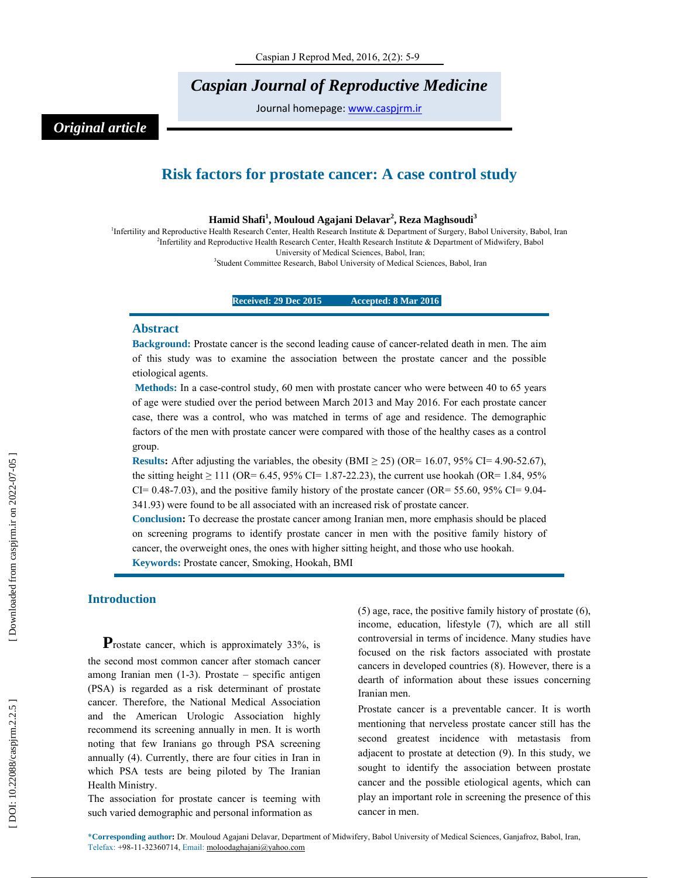Caspian Journal of Reproductive Medicine

Journal homepage: www.caspjrm.ir

*Original article*

# Risk factors for prostate cancer: A case control study

**Hamid Shafi[1], Mouloud Agajani Delavar[2], Reza Maghsoudi[3]**

[1]Infertility and Reproductive Health Research Center, Health Research Institute & Department of Surgery, Babol University, Babol, Iran
[2]Infertility and Reproductive Health Research Center, Health Research Institute & Department of Midwifery, Babol University of Medical Sciences, Babol, Iran;
[3]Student Committee Research, Babol University of Medical Sciences, Babol, Iran

**Received: 29 Dec 2015** **Accepted: 8 Mar 2016**

## Abstract

**Background:** Prostate cancer is the second leading cause of cancer-related death in men. The aim of this study was to examine the association between the prostate cancer and the possible etiological agents.

**Methods:** In a case-control study, 60 men with prostate cancer who were between 40 to 65 years of age were studied over the period between March 2013 and May 2016. For each prostate cancer case, there was a control, who was matched in terms of age and residence. The demographic factors of the men with prostate cancer were compared with those of the healthy cases as a control group.

**Results:** After adjusting the variables, the obesity (BMI ≥ 25) (OR= 16.07, 95% CI= 4.90-52.67), the sitting height ≥ 111 (OR= 6.45, 95% CI= 1.87-22.23), the current use hookah (OR= 1.84, 95% CI= 0.48-7.03), and the positive family history of the prostate cancer (OR= 55.60, 95% CI= 9.04-341.93) were found to be all associated with an increased risk of prostate cancer.

**Conclusion:** To decrease the prostate cancer among Iranian men, more emphasis should be placed on screening programs to identify prostate cancer in men with the positive family history of cancer, the overweight ones, the ones with higher sitting height, and those who use hookah.

**Keywords:** Prostate cancer, Smoking, Hookah, BMI

## Introduction

Prostate cancer, which is approximately 33%, is the second most common cancer after stomach cancer among Iranian men (1-3). Prostate – specific antigen (PSA) is regarded as a risk determinant of prostate cancer. Therefore, the National Medical Association and the American Urologic Association highly recommend its screening annually in men. It is worth noting that few Iranians go through PSA screening annually (4). Currently, there are four cities in Iran in which PSA tests are being piloted by The Iranian Health Ministry.

The association for prostate cancer is teeming with such varied demographic and personal information as (5) age, race, the positive family history of prostate (6), income, education, lifestyle (7), which are all still controversial in terms of incidence. Many studies have focused on the risk factors associated with prostate cancers in developed countries (8). However, there is a dearth of information about these issues concerning Iranian men.

Prostate cancer is a preventable cancer. It is worth mentioning that nerveless prostate cancer still has the second greatest incidence with metastasis from adjacent to prostate at detection (9). In this study, we sought to identify the association between prostate cancer and the possible etiological agents, which can play an important role in screening the presence of this cancer in men.

*Corresponding author: Dr. Mouloud Agajani Delavar, Department of Midwifery, Babol University of Medical Sciences, Ganjafroz, Babol, Iran, Telefax: +98-11-32360714, Email: moloodaghajani@yahoo.com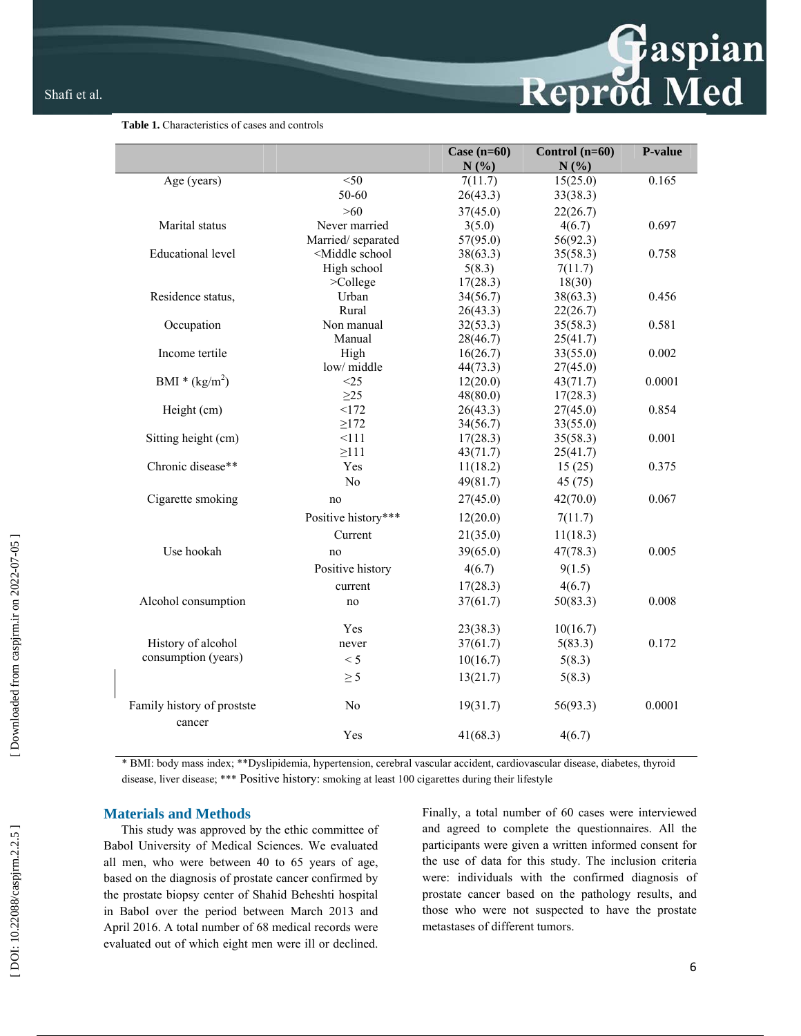**Table 1.** Characteristics of cases and controls

| | | Case (n=60) N (%) | Control (n=60) N (%) | P-value |
|---|---|---|---|---|
| Age (years) | <50 | 7(11.7) | 15(25.0) | 0.165 |
| | 50-60 | 26(43.3) | 33(38.3) | |
| | >60 | 37(45.0) | 22(26.7) | |
| Marital status | Never married | 3(5.0) | 4(6.7) | 0.697 |
| | Married/ separated | 57(95.0) | 56(92.3) | |
| Educational level | <Middle school | 38(63.3) | 35(58.3) | 0.758 |
| | High school | 5(8.3) | 7(11.7) | |
| | >College | 17(28.3) | 18(30) | |
| Residence status, | Urban | 34(56.7) | 38(63.3) | 0.456 |
| | Rural | 26(43.3) | 22(26.7) | |
| Occupation | Non manual | 32(53.3) | 35(58.3) | 0.581 |
| | Manual | 28(46.7) | 25(41.7) | |
| Income tertile | High | 16(26.7) | 33(55.0) | 0.002 |
| | low/ middle | 44(73.3) | 27(45.0) | |
| BMI * (kg/m$^2$) | <25 | 12(20.0) | 43(71.7) | 0.0001 |
| | ≥25 | 48(80.0) | 17(28.3) | |
| Height (cm) | <172 | 26(43.3) | 27(45.0) | 0.854 |
| | ≥172 | 34(56.7) | 33(55.0) | |
| Sitting height (cm) | <111 | 17(28.3) | 35(58.3) | 0.001 |
| | ≥111 | 43(71.7) | 25(41.7) | |
| Chronic disease** | Yes | 11(18.2) | 15 (25) | 0.375 |
| | No | 49(81.7) | 45 (75) | |
| Cigarette smoking | no | 27(45.0) | 42(70.0) | 0.067 |
| | Positive history*** | 12(20.0) | 7(11.7) | |
| | Current | 21(35.0) | 11(18.3) | |
| Use hookah | no | 39(65.0) | 47(78.3) | 0.005 |
| | Positive history | 4(6.7) | 9(1.5) | |
| | current | 17(28.3) | 4(6.7) | |
| Alcohol consumption | no | 37(61.7) | 50(83.3) | 0.008 |
| | Yes | 23(38.3) | 10(16.7) | |
| History of alcohol consumption (years) | never | 37(61.7) | 5(83.3) | 0.172 |
| | < 5 | 10(16.7) | 5(8.3) | |
| | ≥ 5 | 13(21.7) | 5(8.3) | |
| Family history of prostste cancer | No | 19(31.7) | 56(93.3) | 0.0001 |
| | Yes | 41(68.3) | 4(6.7) | |

* BMI: body mass index; **Dyslipidemia, hypertension, cerebral vascular accident, cardiovascular disease, diabetes, thyroid disease, liver disease; *** Positive history: smoking at least 100 cigarettes during their lifestyle

## Materials and Methods

This study was approved by the ethic committee of Babol University of Medical Sciences. We evaluated all men, who were between 40 to 65 years of age, based on the diagnosis of prostate cancer confirmed by the prostate biopsy center of Shahid Beheshti hospital in Babol over the period between March 2013 and April 2016. A total number of 68 medical records were evaluated out of which eight men were ill or declined. Finally, a total number of 60 cases were interviewed and agreed to complete the questionnaires. All the participants were given a written informed consent for the use of data for this study. The inclusion criteria were: individuals with the confirmed diagnosis of prostate cancer based on the pathology results, and those who were not suspected to have the prostate metastases of different tumors.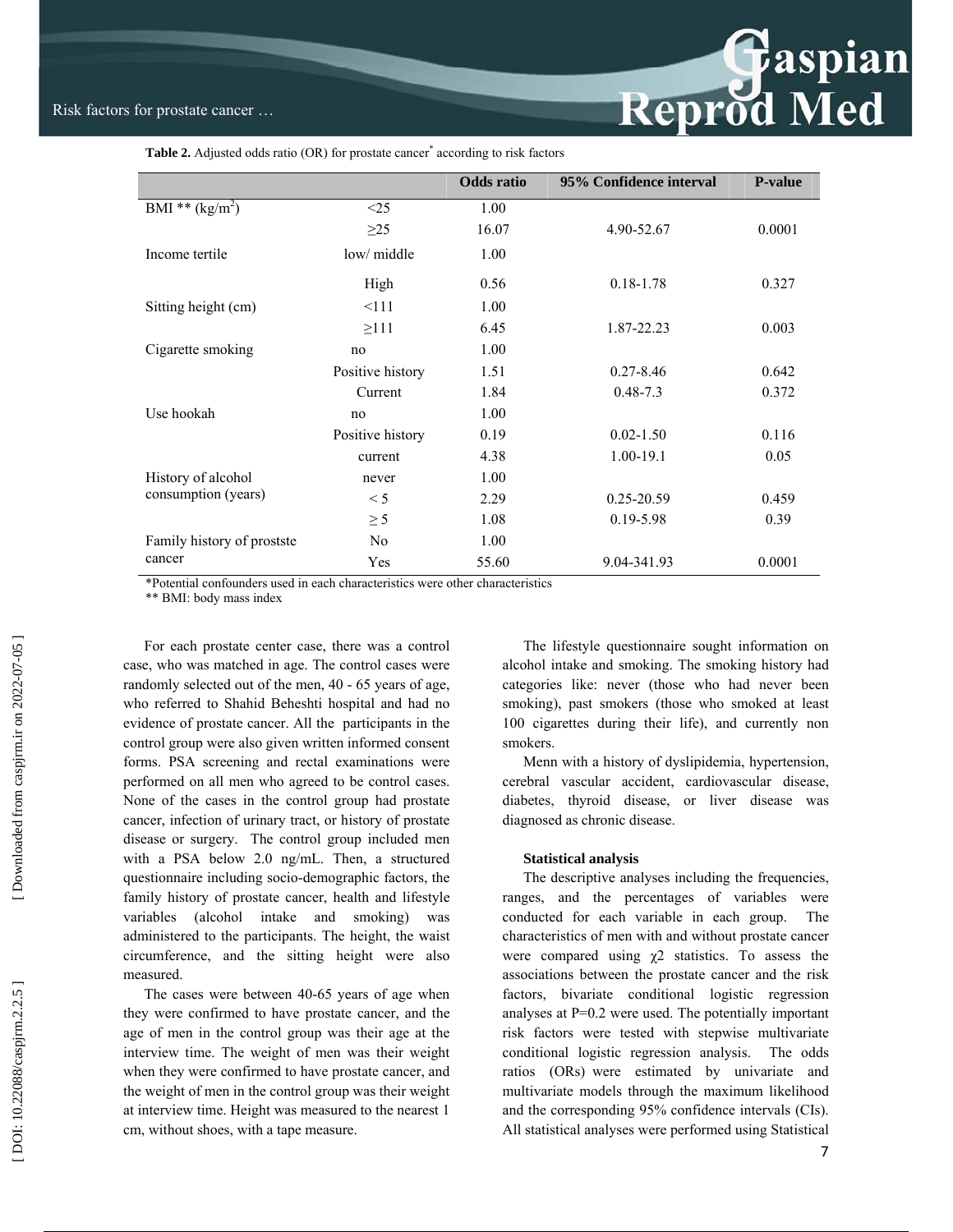**Table 2.** Adjusted odds ratio (OR) for prostate cancer* according to risk factors

| | | Odds ratio | 95% Confidence interval | P-value |
|---|---|---|---|---|
| BMI ** ($kg/m^2$) | <25 | 1.00 | | |
| | ≥25 | 16.07 | 4.90-52.67 | 0.0001 |
| Income tertile | low/ middle | 1.00 | | |
| | High | 0.56 | 0.18-1.78 | 0.327 |
| Sitting height (cm) | <111 | 1.00 | | |
| | ≥111 | 6.45 | 1.87-22.23 | 0.003 |
| Cigarette smoking | no | 1.00 | | |
| | Positive history | 1.51 | 0.27-8.46 | 0.642 |
| | Current | 1.84 | 0.48-7.3 | 0.372 |
| Use hookah | no | 1.00 | | |
| | Positive history | 0.19 | 0.02-1.50 | 0.116 |
| | current | 4.38 | 1.00-19.1 | 0.05 |
| History of alcohol consumption (years) | never | 1.00 | | |
| | < 5 | 2.29 | 0.25-20.59 | 0.459 |
| | ≥ 5 | 1.08 | 0.19-5.98 | 0.39 |
| Family history of prostste cancer | No | 1.00 | | |
| | Yes | 55.60 | 9.04-341.93 | 0.0001 |

*Potential confounders used in each characteristics were other characteristics
** BMI: body mass index

For each prostate center case, there was a control case, who was matched in age. The control cases were randomly selected out of the men, 40 - 65 years of age, who referred to Shahid Beheshti hospital and had no evidence of prostate cancer. All the participants in the control group were also given written informed consent forms. PSA screening and rectal examinations were performed on all men who agreed to be control cases. None of the cases in the control group had prostate cancer, infection of urinary tract, or history of prostate disease or surgery. The control group included men with a PSA below 2.0 ng/mL. Then, a structured questionnaire including socio-demographic factors, the family history of prostate cancer, health and lifestyle variables (alcohol intake and smoking) was administered to the participants. The height, the waist circumference, and the sitting height were also measured.

The cases were between 40-65 years of age when they were confirmed to have prostate cancer, and the age of men in the control group was their age at the interview time. The weight of men was their weight when they were confirmed to have prostate cancer, and the weight of men in the control group was their weight at interview time. Height was measured to the nearest 1 cm, without shoes, with a tape measure.

The lifestyle questionnaire sought information on alcohol intake and smoking. The smoking history had categories like: never (those who had never been smoking), past smokers (those who smoked at least 100 cigarettes during their life), and currently non smokers.

Menn with a history of dyslipidemia, hypertension, cerebral vascular accident, cardiovascular disease, diabetes, thyroid disease, or liver disease was diagnosed as chronic disease.

### Statistical analysis

The descriptive analyses including the frequencies, ranges, and the percentages of variables were conducted for each variable in each group. The characteristics of men with and without prostate cancer were compared using $\chi 2$ statistics. To assess the associations between the prostate cancer and the risk factors, bivariate conditional logistic regression analyses at P=0.2 were used. The potentially important risk factors were tested with stepwise multivariate conditional logistic regression analysis. The odds ratios (ORs) were estimated by univariate and multivariate models through the maximum likelihood and the corresponding 95% confidence intervals (CIs). All statistical analyses were performed using Statistical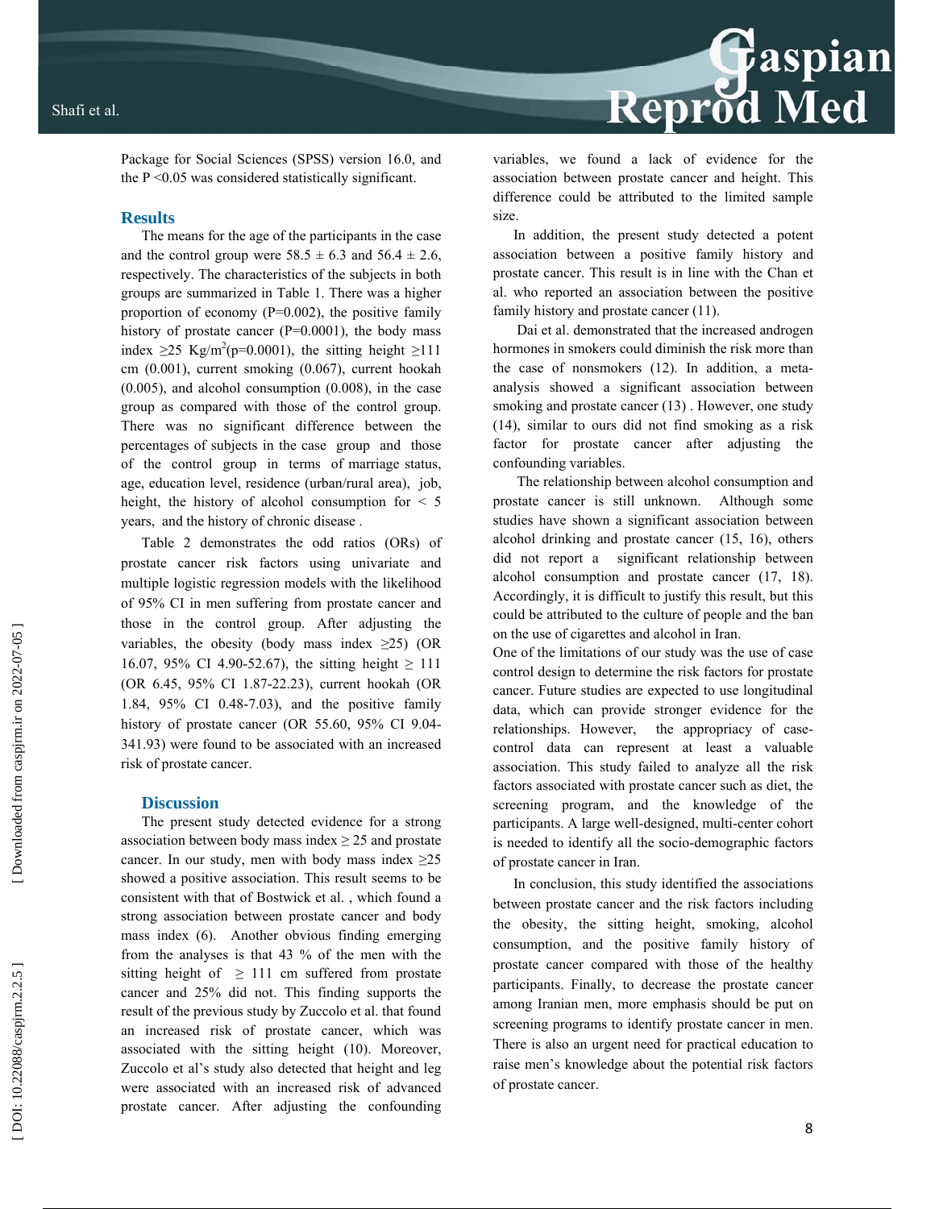Package for Social Sciences (SPSS) version 16.0, and the P <0.05 was considered statistically significant.

## Results

The means for the age of the participants in the case and the control group were 58.5 ± 6.3 and 56.4 ± 2.6, respectively. The characteristics of the subjects in both groups are summarized in Table 1. There was a higher proportion of economy (P=0.002), the positive family history of prostate cancer (P=0.0001), the body mass index ≥25 Kg/m$^2$(p=0.0001), the sitting height ≥111 cm (0.001), current smoking (0.067), current hookah (0.005), and alcohol consumption (0.008), in the case group as compared with those of the control group. There was no significant difference between the percentages of subjects in the case group and those of the control group in terms of marriage status, age, education level, residence (urban/rural area), job, height, the history of alcohol consumption for < 5 years, and the history of chronic disease .

Table 2 demonstrates the odd ratios (ORs) of prostate cancer risk factors using univariate and multiple logistic regression models with the likelihood of 95% CI in men suffering from prostate cancer and those in the control group. After adjusting the variables, the obesity (body mass index ≥25) (OR 16.07, 95% CI 4.90-52.67), the sitting height ≥ 111 (OR 6.45, 95% CI 1.87-22.23), current hookah (OR 1.84, 95% CI 0.48-7.03), and the positive family history of prostate cancer (OR 55.60, 95% CI 9.04-341.93) were found to be associated with an increased risk of prostate cancer.

## Discussion

The present study detected evidence for a strong association between body mass index ≥ 25 and prostate cancer. In our study, men with body mass index ≥25 showed a positive association. This result seems to be consistent with that of Bostwick et al. , which found a strong association between prostate cancer and body mass index (6). Another obvious finding emerging from the analyses is that 43 % of the men with the sitting height of ≥ 111 cm suffered from prostate cancer and 25% did not. This finding supports the result of the previous study by Zuccolo et al. that found an increased risk of prostate cancer, which was associated with the sitting height (10). Moreover, Zuccolo et al's study also detected that height and leg were associated with an increased risk of advanced prostate cancer. After adjusting the confounding variables, we found a lack of evidence for the association between prostate cancer and height. This difference could be attributed to the limited sample size.

In addition, the present study detected a potent association between a positive family history and prostate cancer. This result is in line with the Chan et al. who reported an association between the positive family history and prostate cancer (11).

Dai et al. demonstrated that the increased androgen hormones in smokers could diminish the risk more than the case of nonsmokers (12). In addition, a meta-analysis showed a significant association between smoking and prostate cancer (13) . However, one study (14), similar to ours did not find smoking as a risk factor for prostate cancer after adjusting the confounding variables.

The relationship between alcohol consumption and prostate cancer is still unknown. Although some studies have shown a significant association between alcohol drinking and prostate cancer (15, 16), others did not report a significant relationship between alcohol consumption and prostate cancer (17, 18). Accordingly, it is difficult to justify this result, but this could be attributed to the culture of people and the ban on the use of cigarettes and alcohol in Iran.

One of the limitations of our study was the use of case control design to determine the risk factors for prostate cancer. Future studies are expected to use longitudinal data, which can provide stronger evidence for the relationships. However, the appropriacy of case-control data can represent at least a valuable association. This study failed to analyze all the risk factors associated with prostate cancer such as diet, the screening program, and the knowledge of the participants. A large well-designed, multi-center cohort is needed to identify all the socio-demographic factors of prostate cancer in Iran.

In conclusion, this study identified the associations between prostate cancer and the risk factors including the obesity, the sitting height, smoking, alcohol consumption, and the positive family history of prostate cancer compared with those of the healthy participants. Finally, to decrease the prostate cancer among Iranian men, more emphasis should be put on screening programs to identify prostate cancer in men. There is also an urgent need for practical education to raise men's knowledge about the potential risk factors of prostate cancer.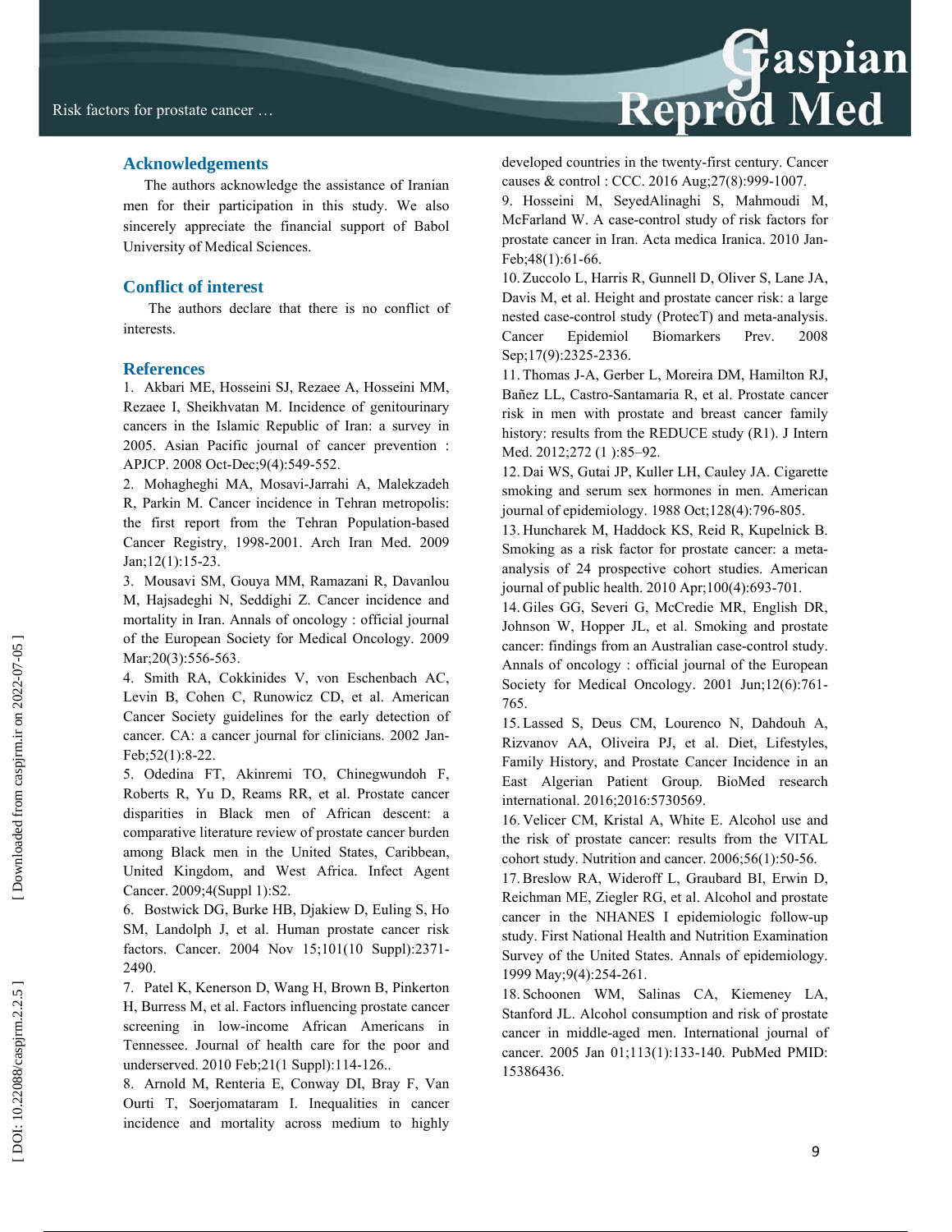## Acknowledgements

The authors acknowledge the assistance of Iranian men for their participation in this study. We also sincerely appreciate the financial support of Babol University of Medical Sciences.

## Conflict of interest

The authors declare that there is no conflict of interests.

## References

1. Akbari ME, Hosseini SJ, Rezaee A, Hosseini MM, Rezaee I, Sheikhvatan M. Incidence of genitourinary cancers in the Islamic Republic of Iran: a survey in 2005. Asian Pacific journal of cancer prevention : APJCP. 2008 Oct-Dec;9(4):549-552.
2. Mohagheghi MA, Mosavi-Jarrahi A, Malekzadeh R, Parkin M. Cancer incidence in Tehran metropolis: the first report from the Tehran Population-based Cancer Registry, 1998-2001. Arch Iran Med. 2009 Jan;12(1):15-23.
3. Mousavi SM, Gouya MM, Ramazani R, Davanlou M, Hajsadeghi N, Seddighi Z. Cancer incidence and mortality in Iran. Annals of oncology : official journal of the European Society for Medical Oncology. 2009 Mar;20(3):556-563.
4. Smith RA, Cokkinides V, von Eschenbach AC, Levin B, Cohen C, Runowicz CD, et al. American Cancer Society guidelines for the early detection of cancer. CA: a cancer journal for clinicians. 2002 Jan-Feb;52(1):8-22.
5. Odedina FT, Akinremi TO, Chinegwundoh F, Roberts R, Yu D, Reams RR, et al. Prostate cancer disparities in Black men of African descent: a comparative literature review of prostate cancer burden among Black men in the United States, Caribbean, United Kingdom, and West Africa. Infect Agent Cancer. 2009;4(Suppl 1):S2.
6. Bostwick DG, Burke HB, Djakiew D, Euling S, Ho SM, Landolph J, et al. Human prostate cancer risk factors. Cancer. 2004 Nov 15;101(10 Suppl):2371-2490.
7. Patel K, Kenerson D, Wang H, Brown B, Pinkerton H, Burress M, et al. Factors influencing prostate cancer screening in low-income African Americans in Tennessee. Journal of health care for the poor and underserved. 2010 Feb;21(1 Suppl):114-126..
8. Arnold M, Renteria E, Conway DI, Bray F, Van Ourti T, Soerjomataram I. Inequalities in cancer incidence and mortality across medium to highly developed countries in the twenty-first century. Cancer causes & control : CCC. 2016 Aug;27(8):999-1007.
9. Hosseini M, SeyedAlinaghi S, Mahmoudi M, McFarland W. A case-control study of risk factors for prostate cancer in Iran. Acta medica Iranica. 2010 Jan-Feb;48(1):61-66.
10. Zuccolo L, Harris R, Gunnell D, Oliver S, Lane JA, Davis M, et al. Height and prostate cancer risk: a large nested case-control study (ProtecT) and meta-analysis. Cancer Epidemiol Biomarkers Prev. 2008 Sep;17(9):2325-2336.
11. Thomas J-A, Gerber L, Moreira DM, Hamilton RJ, Bañez LL, Castro-Santamaria R, et al. Prostate cancer risk in men with prostate and breast cancer family history: results from the REDUCE study (R1). J Intern Med. 2012;272 (1 ):85–92.
12. Dai WS, Gutai JP, Kuller LH, Cauley JA. Cigarette smoking and serum sex hormones in men. American journal of epidemiology. 1988 Oct;128(4):796-805.
13. Huncharek M, Haddock KS, Reid R, Kupelnick B. Smoking as a risk factor for prostate cancer: a meta-analysis of 24 prospective cohort studies. American journal of public health. 2010 Apr;100(4):693-701.
14. Giles GG, Severi G, McCredie MR, English DR, Johnson W, Hopper JL, et al. Smoking and prostate cancer: findings from an Australian case-control study. Annals of oncology : official journal of the European Society for Medical Oncology. 2001 Jun;12(6):761-765.
15. Lassed S, Deus CM, Lourenco N, Dahdouh A, Rizvanov AA, Oliveira PJ, et al. Diet, Lifestyles, Family History, and Prostate Cancer Incidence in an East Algerian Patient Group. BioMed research international. 2016;2016:5730569.
16. Velicer CM, Kristal A, White E. Alcohol use and the risk of prostate cancer: results from the VITAL cohort study. Nutrition and cancer. 2006;56(1):50-56.
17. Breslow RA, Wideroff L, Graubard BI, Erwin D, Reichman ME, Ziegler RG, et al. Alcohol and prostate cancer in the NHANES I epidemiologic follow-up study. First National Health and Nutrition Examination Survey of the United States. Annals of epidemiology. 1999 May;9(4):254-261.
18. Schoonen WM, Salinas CA, Kiemeney LA, Stanford JL. Alcohol consumption and risk of prostate cancer in middle-aged men. International journal of cancer. 2005 Jan 01;113(1):133-140. PubMed PMID: 15386436.